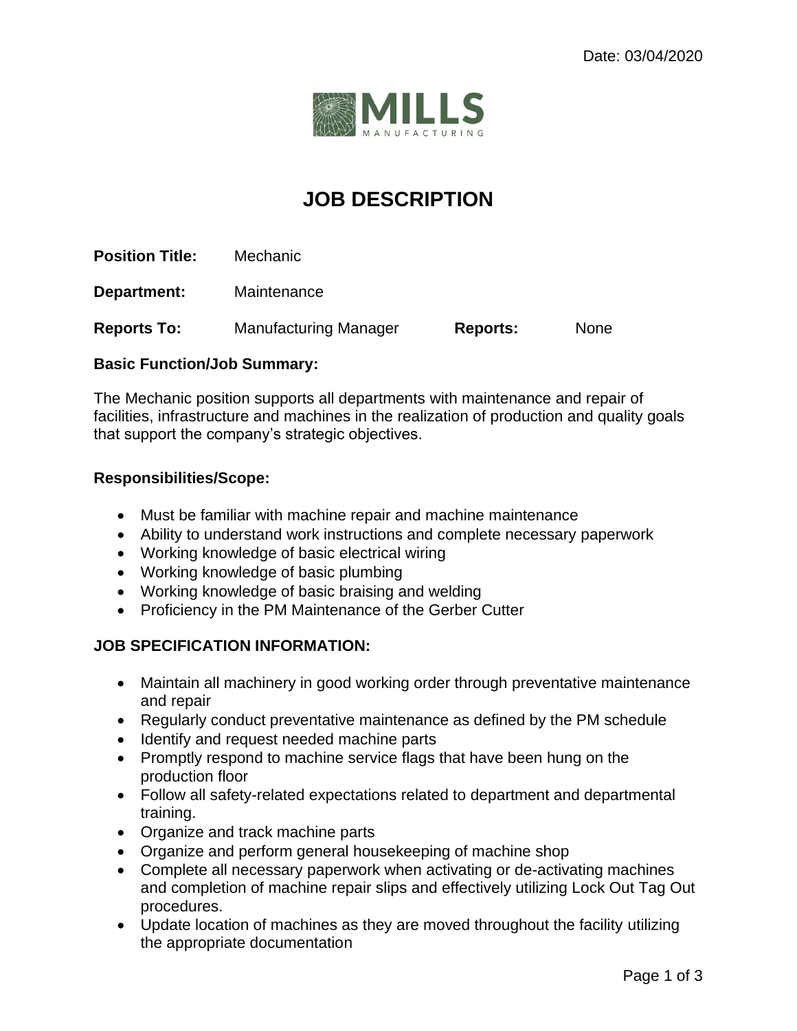Date: 03/04/2020

MILLS
MANUFACTURING

# JOB DESCRIPTION

**Position Title:** Mechanic

**Department:** Maintenance

**Reports To:** Manufacturing Manager **Reports:** None

**Basic Function/Job Summary:**

The Mechanic position supports all departments with maintenance and repair of facilities, infrastructure and machines in the realization of production and quality goals that support the company's strategic objectives.

**Responsibilities/Scope:**

- Must be familiar with machine repair and machine maintenance
- Ability to understand work instructions and complete necessary paperwork
- Working knowledge of basic electrical wiring
- Working knowledge of basic plumbing
- Working knowledge of basic braising and welding
- Proficiency in the PM Maintenance of the Gerber Cutter

**JOB SPECIFICATION INFORMATION:**

- Maintain all machinery in good working order through preventative maintenance and repair
- Regularly conduct preventative maintenance as defined by the PM schedule
- Identify and request needed machine parts
- Promptly respond to machine service flags that have been hung on the production floor
- Follow all safety-related expectations related to department and departmental training.
- Organize and track machine parts
- Organize and perform general housekeeping of machine shop
- Complete all necessary paperwork when activating or de-activating machines and completion of machine repair slips and effectively utilizing Lock Out Tag Out procedures.
- Update location of machines as they are moved throughout the facility utilizing the appropriate documentation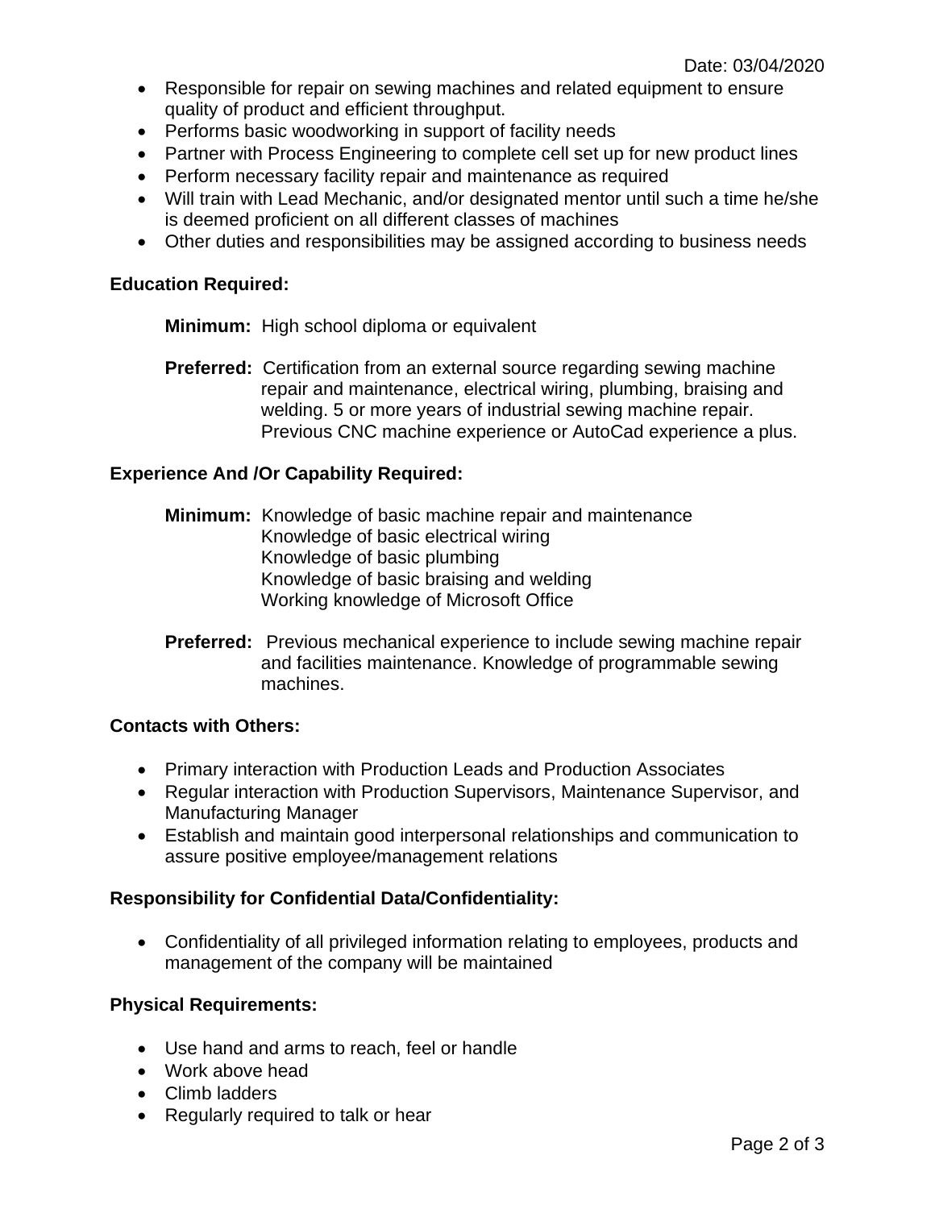- Responsible for repair on sewing machines and related equipment to ensure quality of product and efficient throughput.
- Performs basic woodworking in support of facility needs
- Partner with Process Engineering to complete cell set up for new product lines
- Perform necessary facility repair and maintenance as required
- Will train with Lead Mechanic, and/or designated mentor until such a time he/she is deemed proficient on all different classes of machines
- Other duties and responsibilities may be assigned according to business needs

**Education Required:**

**Minimum:** High school diploma or equivalent

**Preferred:** Certification from an external source regarding sewing machine repair and maintenance, electrical wiring, plumbing, braising and welding. 5 or more years of industrial sewing machine repair. Previous CNC machine experience or AutoCad experience a plus.

**Experience And /Or Capability Required:**

**Minimum:** Knowledge of basic machine repair and maintenance
Knowledge of basic electrical wiring
Knowledge of basic plumbing
Knowledge of basic braising and welding
Working knowledge of Microsoft Office

**Preferred:** Previous mechanical experience to include sewing machine repair and facilities maintenance. Knowledge of programmable sewing machines.

**Contacts with Others:**

- Primary interaction with Production Leads and Production Associates
- Regular interaction with Production Supervisors, Maintenance Supervisor, and Manufacturing Manager
- Establish and maintain good interpersonal relationships and communication to assure positive employee/management relations

**Responsibility for Confidential Data/Confidentiality:**

- Confidentiality of all privileged information relating to employees, products and management of the company will be maintained

**Physical Requirements:**

- Use hand and arms to reach, feel or handle
- Work above head
- Climb ladders
- Regularly required to talk or hear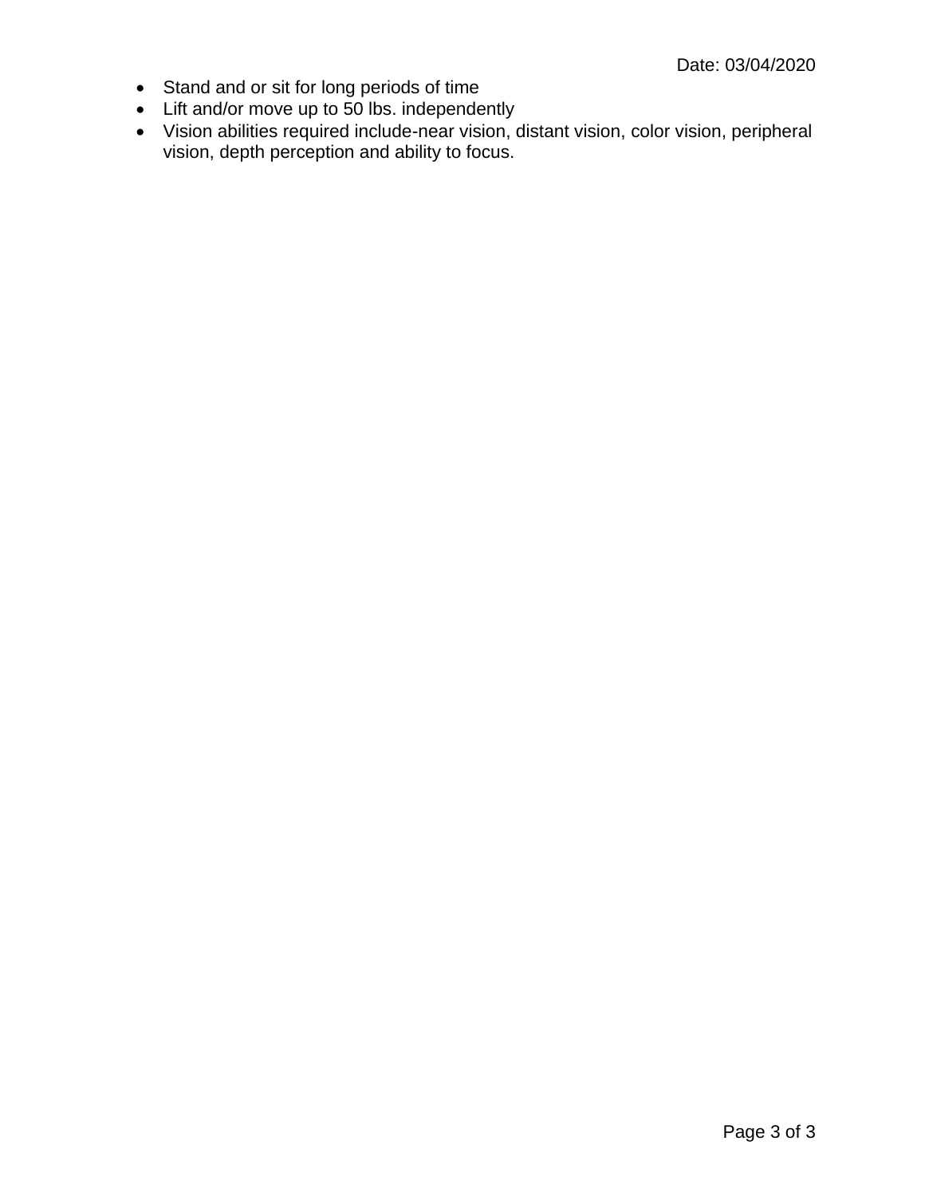Date: 03/04/2020

- Stand and or sit for long periods of time
- Lift and/or move up to 50 lbs. independently
- Vision abilities required include-near vision, distant vision, color vision, peripheral vision, depth perception and ability to focus.